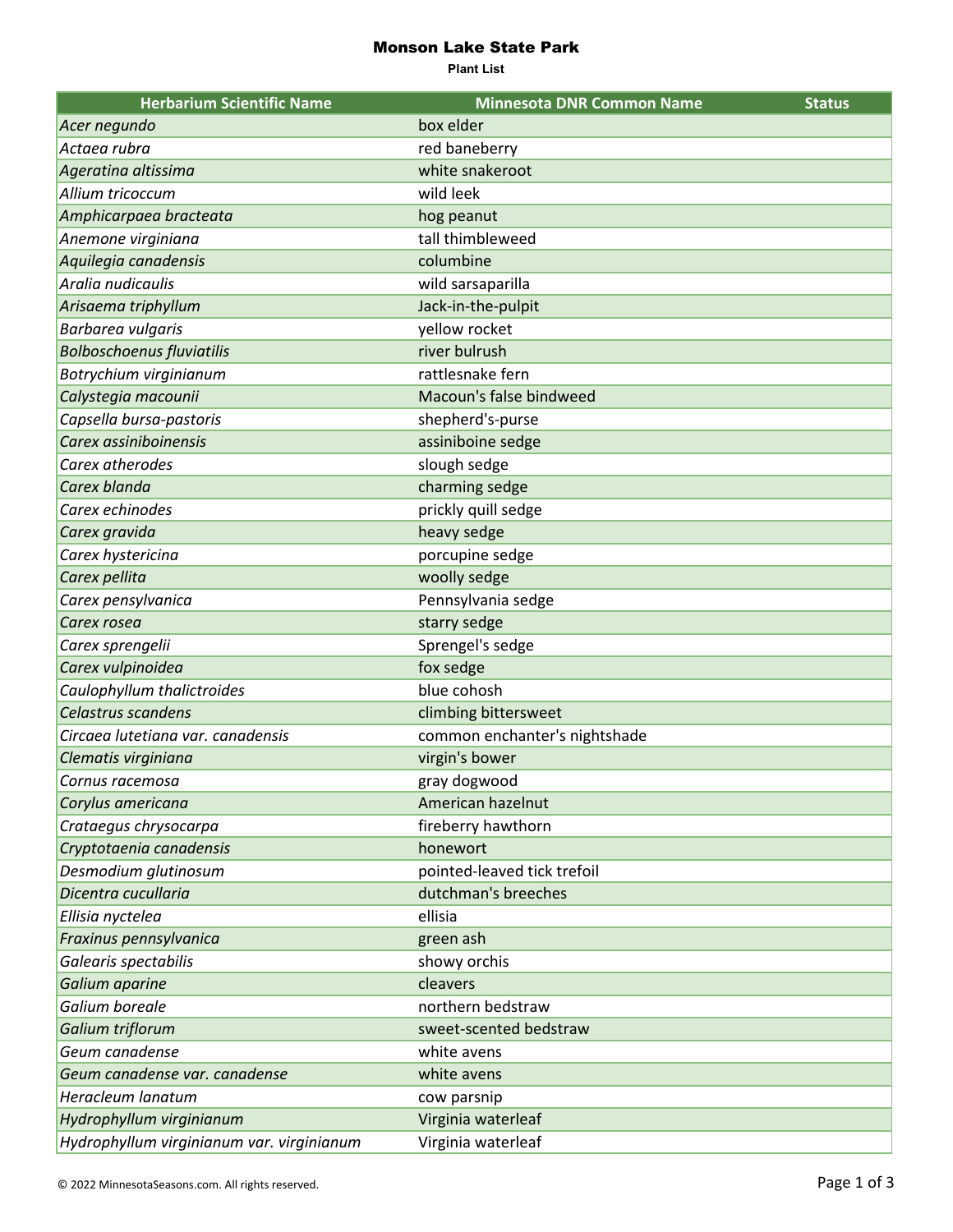# Monson Lake State Park

**Plant List**

| Herbarium Scientific Name | Minnesota DNR Common Name | Status |
|---|---|---|
| *Acer negundo* | box elder | |
| *Actaea rubra* | red baneberry | |
| *Ageratina altissima* | white snakeroot | |
| *Allium tricoccum* | wild leek | |
| *Amphicarpaea bracteata* | hog peanut | |
| *Anemone virginiana* | tall thimbleweed | |
| *Aquilegia canadensis* | columbine | |
| *Aralia nudicaulis* | wild sarsaparilla | |
| *Arisaema triphyllum* | Jack-in-the-pulpit | |
| *Barbarea vulgaris* | yellow rocket | |
| *Bolboschoenus fluviatilis* | river bulrush | |
| *Botrychium virginianum* | rattlesnake fern | |
| *Calystegia macounii* | Macoun's false bindweed | |
| *Capsella bursa-pastoris* | shepherd's-purse | |
| *Carex assiniboinensis* | assiniboine sedge | |
| *Carex atherodes* | slough sedge | |
| *Carex blanda* | charming sedge | |
| *Carex echinodes* | prickly quill sedge | |
| *Carex gravida* | heavy sedge | |
| *Carex hystericina* | porcupine sedge | |
| *Carex pellita* | woolly sedge | |
| *Carex pensylvanica* | Pennsylvania sedge | |
| *Carex rosea* | starry sedge | |
| *Carex sprengelii* | Sprengel's sedge | |
| *Carex vulpinoidea* | fox sedge | |
| *Caulophyllum thalictroides* | blue cohosh | |
| *Celastrus scandens* | climbing bittersweet | |
| *Circaea lutetiana var. canadensis* | common enchanter's nightshade | |
| *Clematis virginiana* | virgin's bower | |
| *Cornus racemosa* | gray dogwood | |
| *Corylus americana* | American hazelnut | |
| *Crataegus chrysocarpa* | fireberry hawthorn | |
| *Cryptotaenia canadensis* | honewort | |
| *Desmodium glutinosum* | pointed-leaved tick trefoil | |
| *Dicentra cucullaria* | dutchman's breeches | |
| *Ellisia nyctelea* | ellisia | |
| *Fraxinus pennsylvanica* | green ash | |
| *Galearis spectabilis* | showy orchis | |
| *Galium aparine* | cleavers | |
| *Galium boreale* | northern bedstraw | |
| *Galium triflorum* | sweet-scented bedstraw | |
| *Geum canadense* | white avens | |
| *Geum canadense var. canadense* | white avens | |
| *Heracleum lanatum* | cow parsnip | |
| *Hydrophyllum virginianum* | Virginia waterleaf | |
| *Hydrophyllum virginianum var. virginianum* | Virginia waterleaf | |

© 2022 MinnesotaSeasons.com. All rights reserved.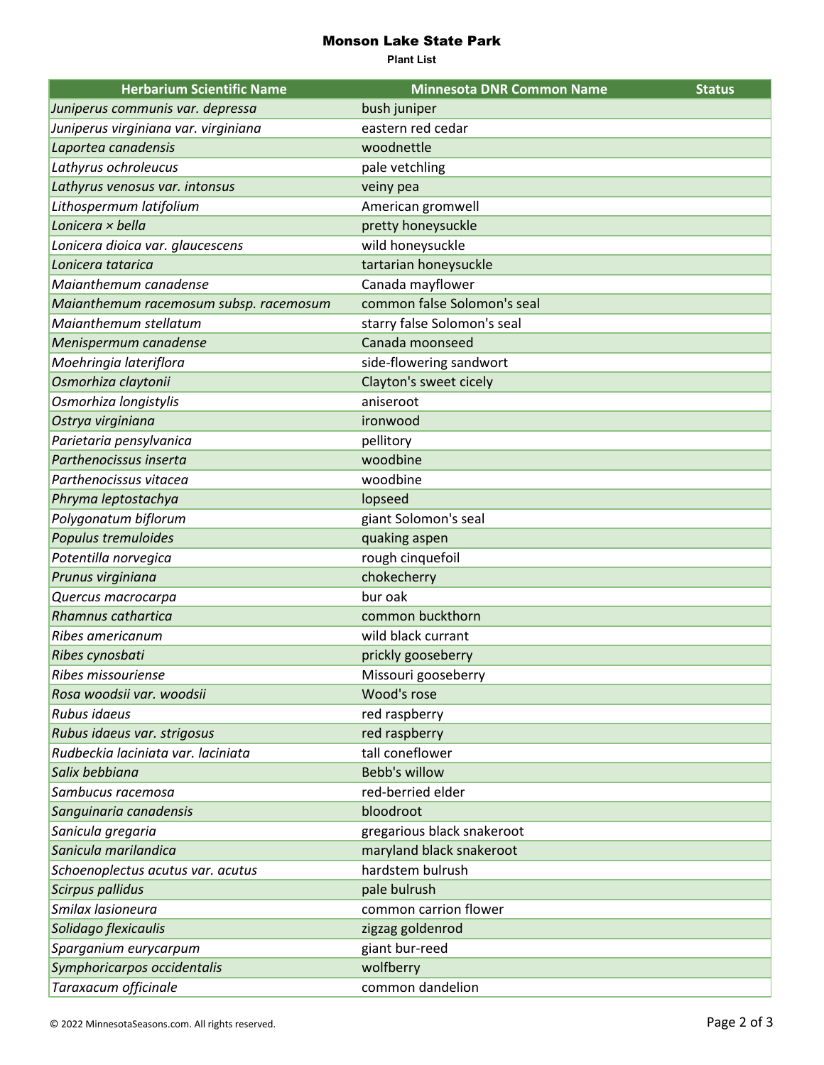# Monson Lake State Park

**Plant List**

| Herbarium Scientific Name | Minnesota DNR Common Name | Status |
|---|---|---|
| *Juniperus communis var. depressa* | bush juniper | |
| *Juniperus virginiana var. virginiana* | eastern red cedar | |
| *Laportea canadensis* | woodnettle | |
| *Lathyrus ochroleucus* | pale vetchling | |
| *Lathyrus venosus var. intonsus* | veiny pea | |
| *Lithospermum latifolium* | American gromwell | |
| *Lonicera × bella* | pretty honeysuckle | |
| *Lonicera dioica var. glaucescens* | wild honeysuckle | |
| *Lonicera tatarica* | tartarian honeysuckle | |
| *Maianthemum canadense* | Canada mayflower | |
| *Maianthemum racemosum subsp. racemosum* | common false Solomon's seal | |
| *Maianthemum stellatum* | starry false Solomon's seal | |
| *Menispermum canadense* | Canada moonseed | |
| *Moehringia lateriflora* | side-flowering sandwort | |
| *Osmorhiza claytonii* | Clayton's sweet cicely | |
| *Osmorhiza longistylis* | aniseroot | |
| *Ostrya virginiana* | ironwood | |
| *Parietaria pensylvanica* | pellitory | |
| *Parthenocissus inserta* | woodbine | |
| *Parthenocissus vitacea* | woodbine | |
| *Phryma leptostachya* | lopseed | |
| *Polygonatum biflorum* | giant Solomon's seal | |
| *Populus tremuloides* | quaking aspen | |
| *Potentilla norvegica* | rough cinquefoil | |
| *Prunus virginiana* | chokecherry | |
| *Quercus macrocarpa* | bur oak | |
| *Rhamnus cathartica* | common buckthorn | |
| *Ribes americanum* | wild black currant | |
| *Ribes cynosbati* | prickly gooseberry | |
| *Ribes missouriense* | Missouri gooseberry | |
| *Rosa woodsii var. woodsii* | Wood's rose | |
| *Rubus idaeus* | red raspberry | |
| *Rubus idaeus var. strigosus* | red raspberry | |
| *Rudbeckia laciniata var. laciniata* | tall coneflower | |
| *Salix bebbiana* | Bebb's willow | |
| *Sambucus racemosa* | red-berried elder | |
| *Sanguinaria canadensis* | bloodroot | |
| *Sanicula gregaria* | gregarious black snakeroot | |
| *Sanicula marilandica* | maryland black snakeroot | |
| *Schoenoplectus acutus var. acutus* | hardstem bulrush | |
| *Scirpus pallidus* | pale bulrush | |
| *Smilax lasioneura* | common carrion flower | |
| *Solidago flexicaulis* | zigzag goldenrod | |
| *Sparganium eurycarpum* | giant bur-reed | |
| *Symphoricarpos occidentalis* | wolfberry | |
| *Taraxacum officinale* | common dandelion | |

© 2022 MinnesotaSeasons.com. All rights reserved.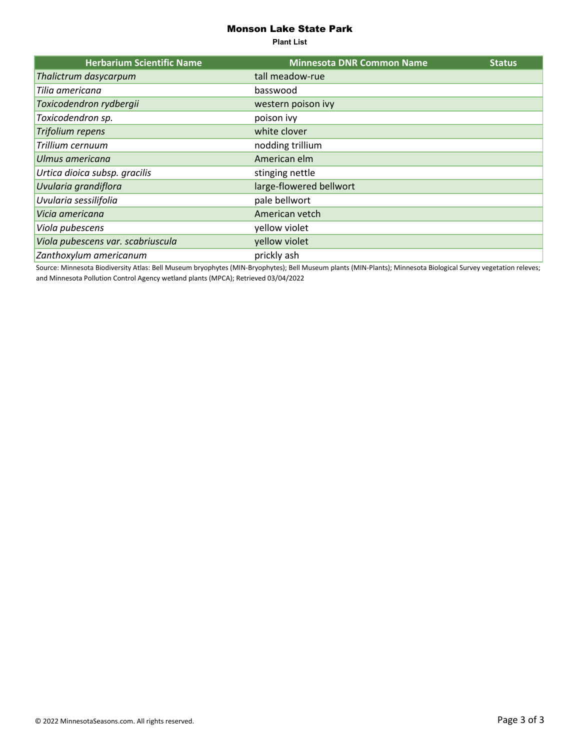# Monson Lake State Park

**Plant List**

| Herbarium Scientific Name | Minnesota DNR Common Name | Status |
|---|---|---|
| *Thalictrum dasycarpum* | tall meadow-rue | |
| *Tilia americana* | basswood | |
| *Toxicodendron rydbergii* | western poison ivy | |
| *Toxicodendron sp.* | poison ivy | |
| *Trifolium repens* | white clover | |
| *Trillium cernuum* | nodding trillium | |
| *Ulmus americana* | American elm | |
| *Urtica dioica subsp. gracilis* | stinging nettle | |
| *Uvularia grandiflora* | large-flowered bellwort | |
| *Uvularia sessilifolia* | pale bellwort | |
| *Vicia americana* | American vetch | |
| *Viola pubescens* | yellow violet | |
| *Viola pubescens var. scabriuscula* | yellow violet | |
| *Zanthoxylum americanum* | prickly ash | |

Source: Minnesota Biodiversity Atlas: Bell Museum bryophytes (MIN-Bryophytes); Bell Museum plants (MIN-Plants); Minnesota Biological Survey vegetation releves; and Minnesota Pollution Control Agency wetland plants (MPCA); Retrieved 03/04/2022

© 2022 MinnesotaSeasons.com. All rights reserved.